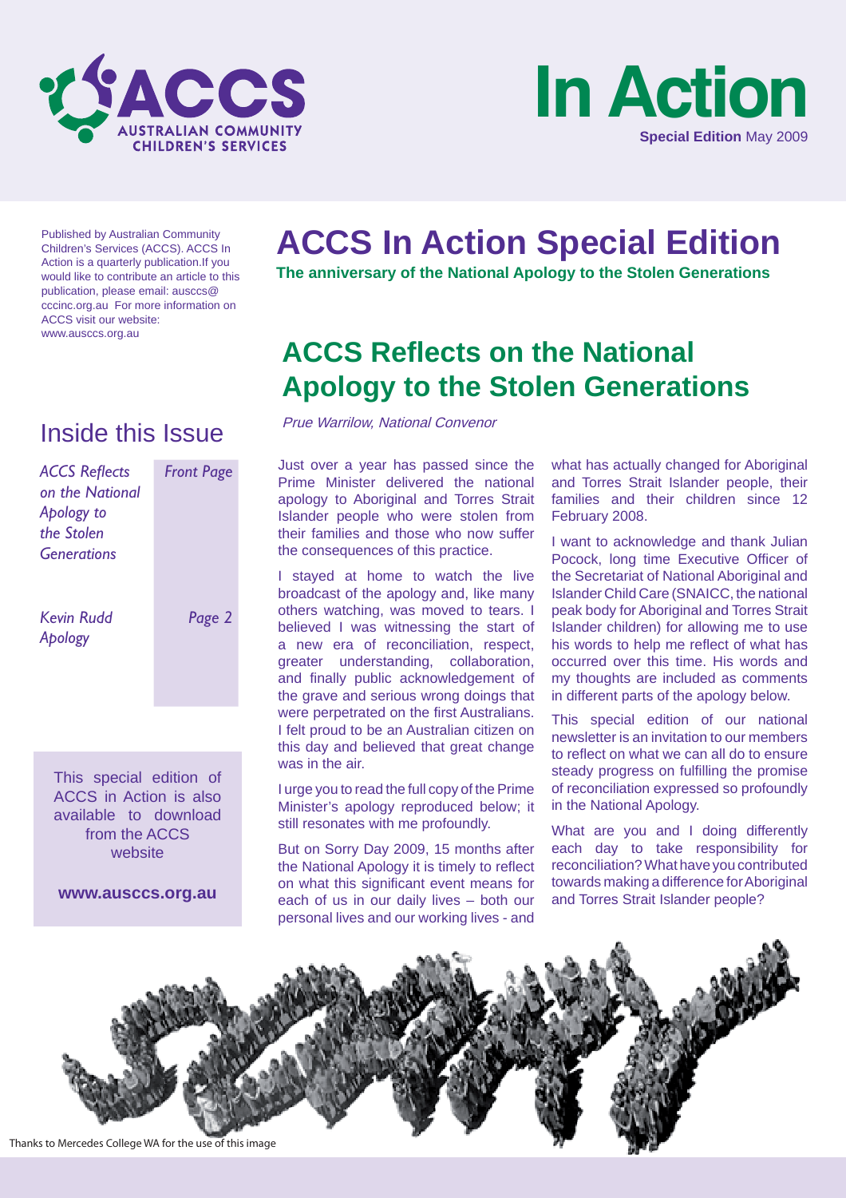# ACCS In Action

**Special Edition** May 2009

Published by Australian Community Children's Services (ACCS). ACCS In Action is a quarterly publication.If you would like to contribute an article to this publication, please email: ausccs@cccinc.org.au For more information on ACCS visit our website: www.ausccs.org.au

## Inside this Issue

| | |
|---|---|
| *ACCS Reflects on the National Apology to the Stolen Generations* | *Front Page* |
| *Kevin Rudd Apology* | *Page 2* |

This special edition of ACCS in Action is also available to download from the ACCS website

**www.ausccs.org.au**

# ACCS In Action Special Edition

**The anniversary of the National Apology to the Stolen Generations**

## ACCS Reflects on the National Apology to the Stolen Generations

*Prue Warrilow, National Convenor*

Just over a year has passed since the Prime Minister delivered the national apology to Aboriginal and Torres Strait Islander people who were stolen from their families and those who now suffer the consequences of this practice.

I stayed at home to watch the live broadcast of the apology and, like many others watching, was moved to tears. I believed I was witnessing the start of a new era of reconciliation, respect, greater understanding, collaboration, and finally public acknowledgement of the grave and serious wrong doings that were perpetrated on the first Australians. I felt proud to be an Australian citizen on this day and believed that great change was in the air.

I urge you to read the full copy of the Prime Minister's apology reproduced below; it still resonates with me profoundly.

But on Sorry Day 2009, 15 months after the National Apology it is timely to reflect on what this significant event means for each of us in our daily lives – both our personal lives and our working lives - and what has actually changed for Aboriginal and Torres Strait Islander people, their families and their children since 12 February 2008.

I want to acknowledge and thank Julian Pocock, long time Executive Officer of the Secretariat of National Aboriginal and Islander Child Care (SNAICC, the national peak body for Aboriginal and Torres Strait Islander children) for allowing me to use his words to help me reflect of what has occurred over this time. His words and my thoughts are included as comments in different parts of the apology below.

This special edition of our national newsletter is an invitation to our members to reflect on what we can all do to ensure steady progress on fulfilling the promise of reconciliation expressed so profoundly in the National Apology.

What are you and I doing differently each day to take responsibility for reconciliation? What have you contributed towards making a difference for Aboriginal and Torres Strait Islander people?

Thanks to Mercedes College WA for the use of this image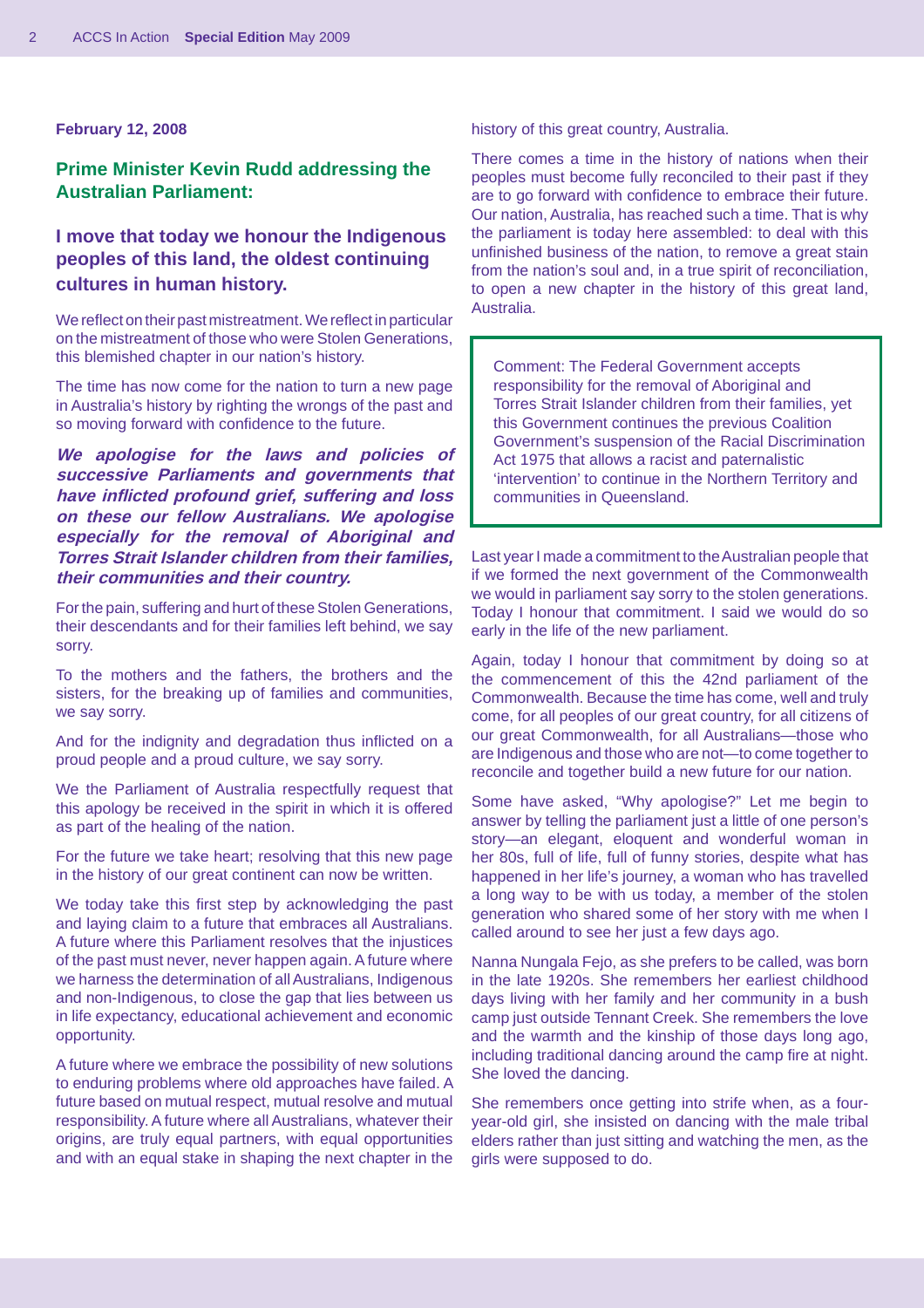**February 12, 2008**

## Prime Minister Kevin Rudd addressing the Australian Parliament:

### I move that today we honour the Indigenous peoples of this land, the oldest continuing cultures in human history.

We reflect on their past mistreatment. We reflect in particular on the mistreatment of those who were Stolen Generations, this blemished chapter in our nation's history.

The time has now come for the nation to turn a new page in Australia's history by righting the wrongs of the past and so moving forward with confidence to the future.

***We apologise for the laws and policies of successive Parliaments and governments that have inflicted profound grief, suffering and loss on these our fellow Australians. We apologise especially for the removal of Aboriginal and Torres Strait Islander children from their families, their communities and their country.***

For the pain, suffering and hurt of these Stolen Generations, their descendants and for their families left behind, we say sorry.

To the mothers and the fathers, the brothers and the sisters, for the breaking up of families and communities, we say sorry.

And for the indignity and degradation thus inflicted on a proud people and a proud culture, we say sorry.

We the Parliament of Australia respectfully request that this apology be received in the spirit in which it is offered as part of the healing of the nation.

For the future we take heart; resolving that this new page in the history of our great continent can now be written.

We today take this first step by acknowledging the past and laying claim to a future that embraces all Australians. A future where this Parliament resolves that the injustices of the past must never, never happen again. A future where we harness the determination of all Australians, Indigenous and non-Indigenous, to close the gap that lies between us in life expectancy, educational achievement and economic opportunity.

A future where we embrace the possibility of new solutions to enduring problems where old approaches have failed. A future based on mutual respect, mutual resolve and mutual responsibility. A future where all Australians, whatever their origins, are truly equal partners, with equal opportunities and with an equal stake in shaping the next chapter in the history of this great country, Australia.

There comes a time in the history of nations when their peoples must become fully reconciled to their past if they are to go forward with confidence to embrace their future. Our nation, Australia, has reached such a time. That is why the parliament is today here assembled: to deal with this unfinished business of the nation, to remove a great stain from the nation's soul and, in a true spirit of reconciliation, to open a new chapter in the history of this great land, Australia.

> Comment: The Federal Government accepts responsibility for the removal of Aboriginal and Torres Strait Islander children from their families, yet this Government continues the previous Coalition Government's suspension of the Racial Discrimination Act 1975 that allows a racist and paternalistic 'intervention' to continue in the Northern Territory and communities in Queensland.

Last year I made a commitment to the Australian people that if we formed the next government of the Commonwealth we would in parliament say sorry to the stolen generations. Today I honour that commitment. I said we would do so early in the life of the new parliament.

Again, today I honour that commitment by doing so at the commencement of this the 42nd parliament of the Commonwealth. Because the time has come, well and truly come, for all peoples of our great country, for all citizens of our great Commonwealth, for all Australians—those who are Indigenous and those who are not—to come together to reconcile and together build a new future for our nation.

Some have asked, "Why apologise?" Let me begin to answer by telling the parliament just a little of one person's story—an elegant, eloquent and wonderful woman in her 80s, full of life, full of funny stories, despite what has happened in her life's journey, a woman who has travelled a long way to be with us today, a member of the stolen generation who shared some of her story with me when I called around to see her just a few days ago.

Nanna Nungala Fejo, as she prefers to be called, was born in the late 1920s. She remembers her earliest childhood days living with her family and her community in a bush camp just outside Tennant Creek. She remembers the love and the warmth and the kinship of those days long ago, including traditional dancing around the camp fire at night. She loved the dancing.

She remembers once getting into strife when, as a four-year-old girl, she insisted on dancing with the male tribal elders rather than just sitting and watching the men, as the girls were supposed to do.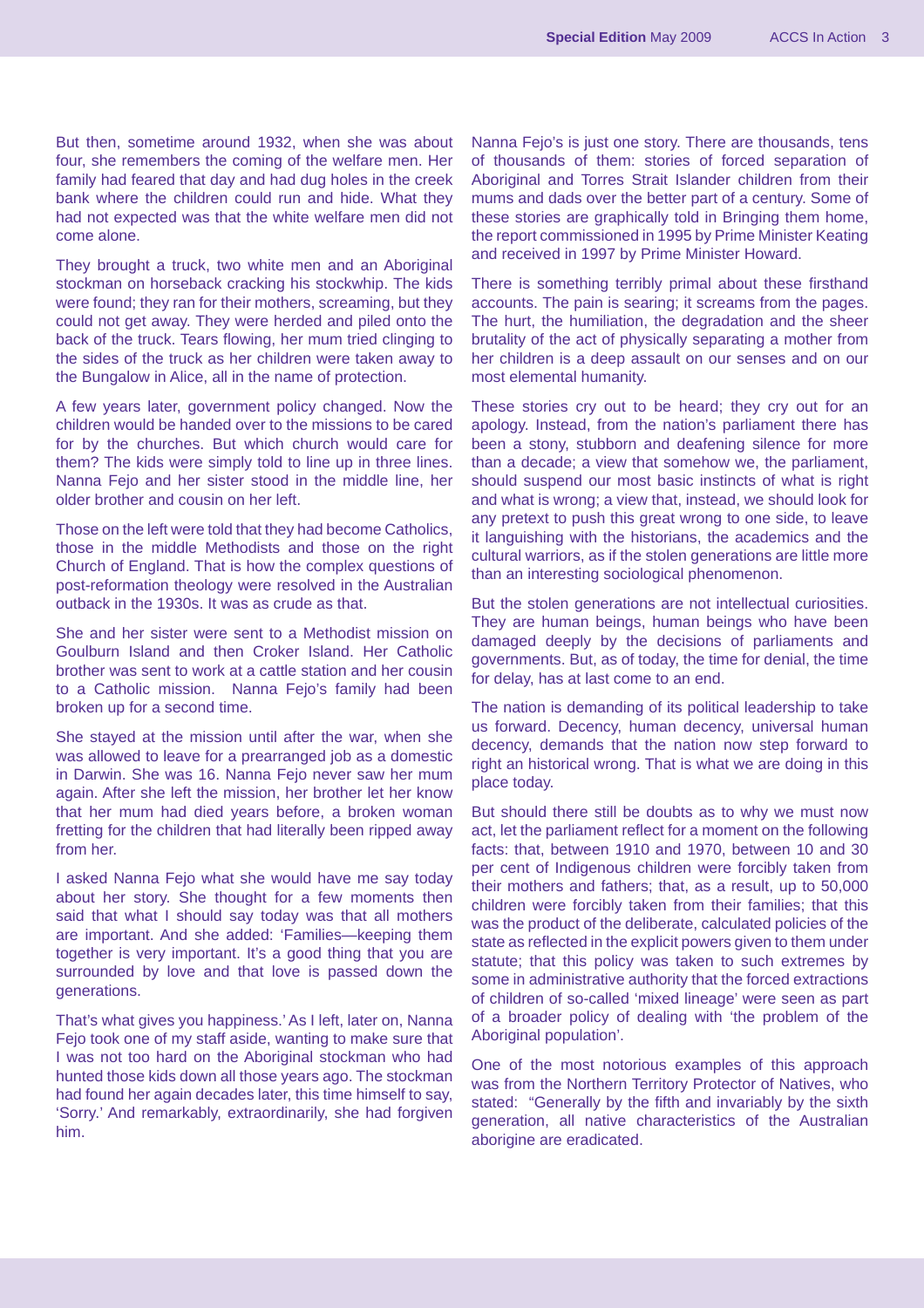But then, sometime around 1932, when she was about four, she remembers the coming of the welfare men. Her family had feared that day and had dug holes in the creek bank where the children could run and hide. What they had not expected was that the white welfare men did not come alone.

They brought a truck, two white men and an Aboriginal stockman on horseback cracking his stockwhip. The kids were found; they ran for their mothers, screaming, but they could not get away. They were herded and piled onto the back of the truck. Tears flowing, her mum tried clinging to the sides of the truck as her children were taken away to the Bungalow in Alice, all in the name of protection.

A few years later, government policy changed. Now the children would be handed over to the missions to be cared for by the churches. But which church would care for them? The kids were simply told to line up in three lines. Nanna Fejo and her sister stood in the middle line, her older brother and cousin on her left.

Those on the left were told that they had become Catholics, those in the middle Methodists and those on the right Church of England. That is how the complex questions of post-reformation theology were resolved in the Australian outback in the 1930s. It was as crude as that.

She and her sister were sent to a Methodist mission on Goulburn Island and then Croker Island. Her Catholic brother was sent to work at a cattle station and her cousin to a Catholic mission. Nanna Fejo's family had been broken up for a second time.

She stayed at the mission until after the war, when she was allowed to leave for a prearranged job as a domestic in Darwin. She was 16. Nanna Fejo never saw her mum again. After she left the mission, her brother let her know that her mum had died years before, a broken woman fretting for the children that had literally been ripped away from her.

I asked Nanna Fejo what she would have me say today about her story. She thought for a few moments then said that what I should say today was that all mothers are important. And she added: 'Families—keeping them together is very important. It's a good thing that you are surrounded by love and that love is passed down the generations.

That's what gives you happiness.' As I left, later on, Nanna Fejo took one of my staff aside, wanting to make sure that I was not too hard on the Aboriginal stockman who had hunted those kids down all those years ago. The stockman had found her again decades later, this time himself to say, 'Sorry.' And remarkably, extraordinarily, she had forgiven him.

Nanna Fejo's is just one story. There are thousands, tens of thousands of them: stories of forced separation of Aboriginal and Torres Strait Islander children from their mums and dads over the better part of a century. Some of these stories are graphically told in Bringing them home, the report commissioned in 1995 by Prime Minister Keating and received in 1997 by Prime Minister Howard.

There is something terribly primal about these firsthand accounts. The pain is searing; it screams from the pages. The hurt, the humiliation, the degradation and the sheer brutality of the act of physically separating a mother from her children is a deep assault on our senses and on our most elemental humanity.

These stories cry out to be heard; they cry out for an apology. Instead, from the nation's parliament there has been a stony, stubborn and deafening silence for more than a decade; a view that somehow we, the parliament, should suspend our most basic instincts of what is right and what is wrong; a view that, instead, we should look for any pretext to push this great wrong to one side, to leave it languishing with the historians, the academics and the cultural warriors, as if the stolen generations are little more than an interesting sociological phenomenon.

But the stolen generations are not intellectual curiosities. They are human beings, human beings who have been damaged deeply by the decisions of parliaments and governments. But, as of today, the time for denial, the time for delay, has at last come to an end.

The nation is demanding of its political leadership to take us forward. Decency, human decency, universal human decency, demands that the nation now step forward to right an historical wrong. That is what we are doing in this place today.

But should there still be doubts as to why we must now act, let the parliament reflect for a moment on the following facts: that, between 1910 and 1970, between 10 and 30 per cent of Indigenous children were forcibly taken from their mothers and fathers; that, as a result, up to 50,000 children were forcibly taken from their families; that this was the product of the deliberate, calculated policies of the state as reflected in the explicit powers given to them under statute; that this policy was taken to such extremes by some in administrative authority that the forced extractions of children of so-called 'mixed lineage' were seen as part of a broader policy of dealing with 'the problem of the Aboriginal population'.

One of the most notorious examples of this approach was from the Northern Territory Protector of Natives, who stated: "Generally by the fifth and invariably by the sixth generation, all native characteristics of the Australian aborigine are eradicated.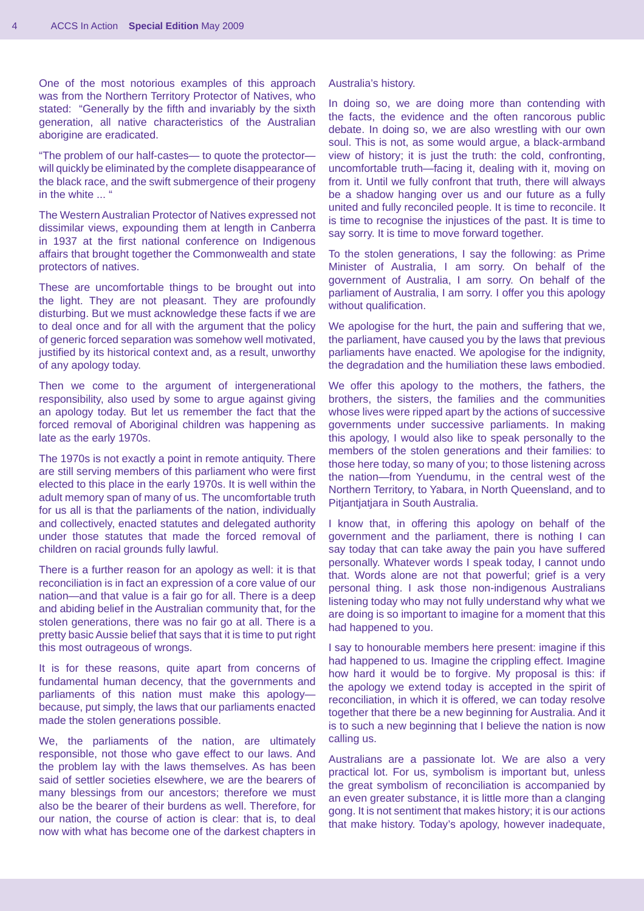One of the most notorious examples of this approach was from the Northern Territory Protector of Natives, who stated: "Generally by the fifth and invariably by the sixth generation, all native characteristics of the Australian aborigine are eradicated.

"The problem of our half-castes— to quote the protector—will quickly be eliminated by the complete disappearance of the black race, and the swift submergence of their progeny in the white ... "

The Western Australian Protector of Natives expressed not dissimilar views, expounding them at length in Canberra in 1937 at the first national conference on Indigenous affairs that brought together the Commonwealth and state protectors of natives.

These are uncomfortable things to be brought out into the light. They are not pleasant. They are profoundly disturbing. But we must acknowledge these facts if we are to deal once and for all with the argument that the policy of generic forced separation was somehow well motivated, justified by its historical context and, as a result, unworthy of any apology today.

Then we come to the argument of intergenerational responsibility, also used by some to argue against giving an apology today. But let us remember the fact that the forced removal of Aboriginal children was happening as late as the early 1970s.

The 1970s is not exactly a point in remote antiquity. There are still serving members of this parliament who were first elected to this place in the early 1970s. It is well within the adult memory span of many of us. The uncomfortable truth for us all is that the parliaments of the nation, individually and collectively, enacted statutes and delegated authority under those statutes that made the forced removal of children on racial grounds fully lawful.

There is a further reason for an apology as well: it is that reconciliation is in fact an expression of a core value of our nation—and that value is a fair go for all. There is a deep and abiding belief in the Australian community that, for the stolen generations, there was no fair go at all. There is a pretty basic Aussie belief that says that it is time to put right this most outrageous of wrongs.

It is for these reasons, quite apart from concerns of fundamental human decency, that the governments and parliaments of this nation must make this apology—because, put simply, the laws that our parliaments enacted made the stolen generations possible.

We, the parliaments of the nation, are ultimately responsible, not those who gave effect to our laws. And the problem lay with the laws themselves. As has been said of settler societies elsewhere, we are the bearers of many blessings from our ancestors; therefore we must also be the bearer of their burdens as well. Therefore, for our nation, the course of action is clear: that is, to deal now with what has become one of the darkest chapters in Australia's history.

In doing so, we are doing more than contending with the facts, the evidence and the often rancorous public debate. In doing so, we are also wrestling with our own soul. This is not, as some would argue, a black-armband view of history; it is just the truth: the cold, confronting, uncomfortable truth—facing it, dealing with it, moving on from it. Until we fully confront that truth, there will always be a shadow hanging over us and our future as a fully united and fully reconciled people. It is time to reconcile. It is time to recognise the injustices of the past. It is time to say sorry. It is time to move forward together.

To the stolen generations, I say the following: as Prime Minister of Australia, I am sorry. On behalf of the government of Australia, I am sorry. On behalf of the parliament of Australia, I am sorry. I offer you this apology without qualification.

We apologise for the hurt, the pain and suffering that we, the parliament, have caused you by the laws that previous parliaments have enacted. We apologise for the indignity, the degradation and the humiliation these laws embodied.

We offer this apology to the mothers, the fathers, the brothers, the sisters, the families and the communities whose lives were ripped apart by the actions of successive governments under successive parliaments. In making this apology, I would also like to speak personally to the members of the stolen generations and their families: to those here today, so many of you; to those listening across the nation—from Yuendumu, in the central west of the Northern Territory, to Yabara, in North Queensland, and to Pitjantjatjara in South Australia.

I know that, in offering this apology on behalf of the government and the parliament, there is nothing I can say today that can take away the pain you have suffered personally. Whatever words I speak today, I cannot undo that. Words alone are not that powerful; grief is a very personal thing. I ask those non-indigenous Australians listening today who may not fully understand why what we are doing is so important to imagine for a moment that this had happened to you.

I say to honourable members here present: imagine if this had happened to us. Imagine the crippling effect. Imagine how hard it would be to forgive. My proposal is this: if the apology we extend today is accepted in the spirit of reconciliation, in which it is offered, we can today resolve together that there be a new beginning for Australia. And it is to such a new beginning that I believe the nation is now calling us.

Australians are a passionate lot. We are also a very practical lot. For us, symbolism is important but, unless the great symbolism of reconciliation is accompanied by an even greater substance, it is little more than a clanging gong. It is not sentiment that makes history; it is our actions that make history. Today's apology, however inadequate,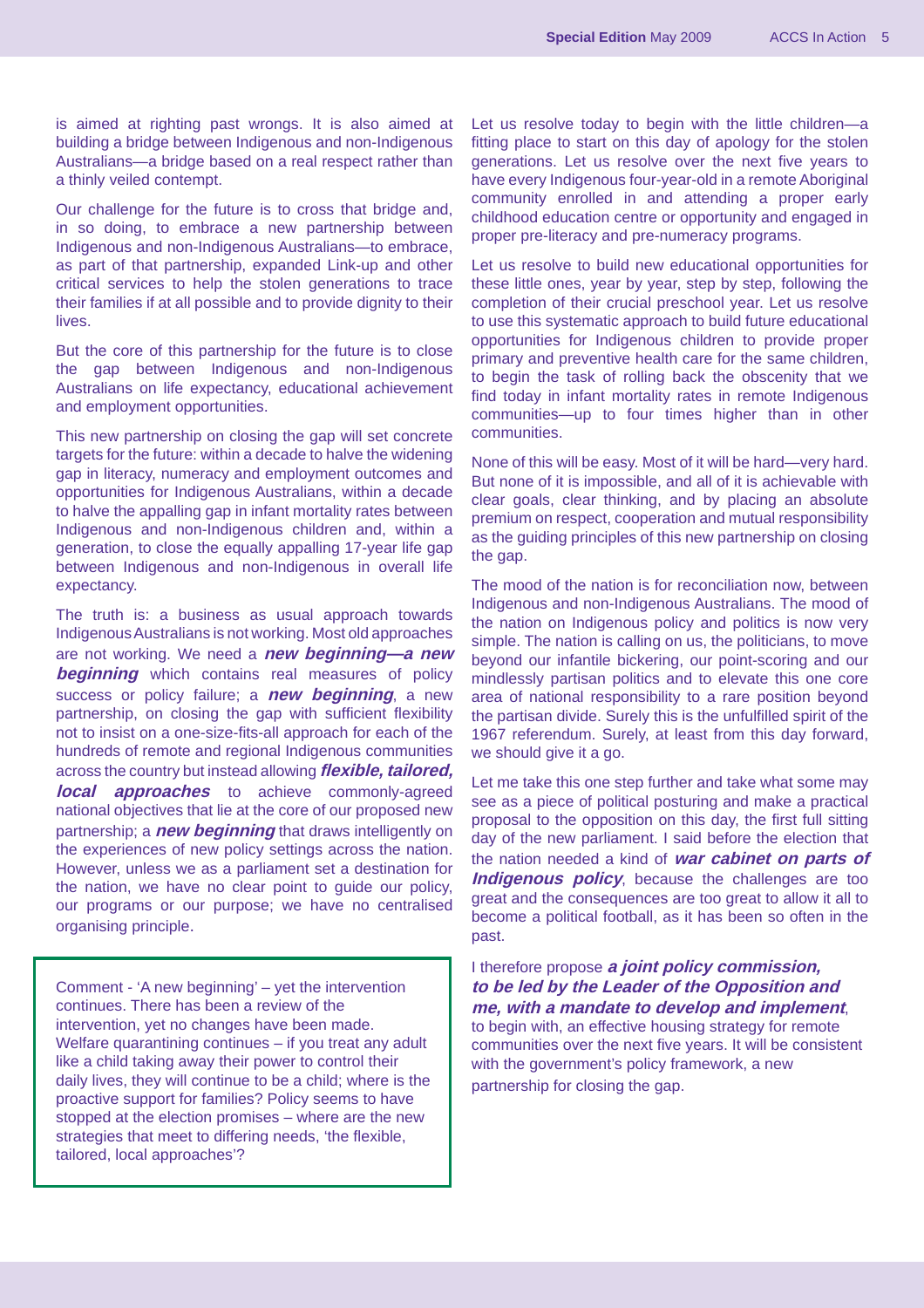is aimed at righting past wrongs. It is also aimed at building a bridge between Indigenous and non-Indigenous Australians—a bridge based on a real respect rather than a thinly veiled contempt.

Our challenge for the future is to cross that bridge and, in so doing, to embrace a new partnership between Indigenous and non-Indigenous Australians—to embrace, as part of that partnership, expanded Link-up and other critical services to help the stolen generations to trace their families if at all possible and to provide dignity to their lives.

But the core of this partnership for the future is to close the gap between Indigenous and non-Indigenous Australians on life expectancy, educational achievement and employment opportunities.

This new partnership on closing the gap will set concrete targets for the future: within a decade to halve the widening gap in literacy, numeracy and employment outcomes and opportunities for Indigenous Australians, within a decade to halve the appalling gap in infant mortality rates between Indigenous and non-Indigenous children and, within a generation, to close the equally appalling 17-year life gap between Indigenous and non-Indigenous in overall life expectancy.

The truth is: a business as usual approach towards Indigenous Australians is not working. Most old approaches are not working. We need a ***new beginning—a new beginning*** which contains real measures of policy success or policy failure; a ***new beginning***, a new partnership, on closing the gap with sufficient flexibility not to insist on a one-size-fits-all approach for each of the hundreds of remote and regional Indigenous communities across the country but instead allowing ***flexible, tailored, local approaches*** to achieve commonly-agreed national objectives that lie at the core of our proposed new partnership; a ***new beginning*** that draws intelligently on the experiences of new policy settings across the nation. However, unless we as a parliament set a destination for the nation, we have no clear point to guide our policy, our programs or our purpose; we have no centralised organising principle.

> Comment - 'A new beginning' – yet the intervention continues. There has been a review of the intervention, yet no changes have been made. Welfare quarantining continues – if you treat any adult like a child taking away their power to control their daily lives, they will continue to be a child; where is the proactive support for families? Policy seems to have stopped at the election promises – where are the new strategies that meet to differing needs, 'the flexible, tailored, local approaches'?

Let us resolve today to begin with the little children—a fitting place to start on this day of apology for the stolen generations. Let us resolve over the next five years to have every Indigenous four-year-old in a remote Aboriginal community enrolled in and attending a proper early childhood education centre or opportunity and engaged in proper pre-literacy and pre-numeracy programs.

Let us resolve to build new educational opportunities for these little ones, year by year, step by step, following the completion of their crucial preschool year. Let us resolve to use this systematic approach to build future educational opportunities for Indigenous children to provide proper primary and preventive health care for the same children, to begin the task of rolling back the obscenity that we find today in infant mortality rates in remote Indigenous communities—up to four times higher than in other communities.

None of this will be easy. Most of it will be hard—very hard. But none of it is impossible, and all of it is achievable with clear goals, clear thinking, and by placing an absolute premium on respect, cooperation and mutual responsibility as the guiding principles of this new partnership on closing the gap.

The mood of the nation is for reconciliation now, between Indigenous and non-Indigenous Australians. The mood of the nation on Indigenous policy and politics is now very simple. The nation is calling on us, the politicians, to move beyond our infantile bickering, our point-scoring and our mindlessly partisan politics and to elevate this one core area of national responsibility to a rare position beyond the partisan divide. Surely this is the unfulfilled spirit of the 1967 referendum. Surely, at least from this day forward, we should give it a go.

Let me take this one step further and take what some may see as a piece of political posturing and make a practical proposal to the opposition on this day, the first full sitting day of the new parliament. I said before the election that the nation needed a kind of ***war cabinet on parts of Indigenous policy***, because the challenges are too great and the consequences are too great to allow it all to become a political football, as it has been so often in the past.

I therefore propose ***a joint policy commission, to be led by the Leader of the Opposition and me, with a mandate to develop and implement***, to begin with, an effective housing strategy for remote communities over the next five years. It will be consistent with the government's policy framework, a new partnership for closing the gap.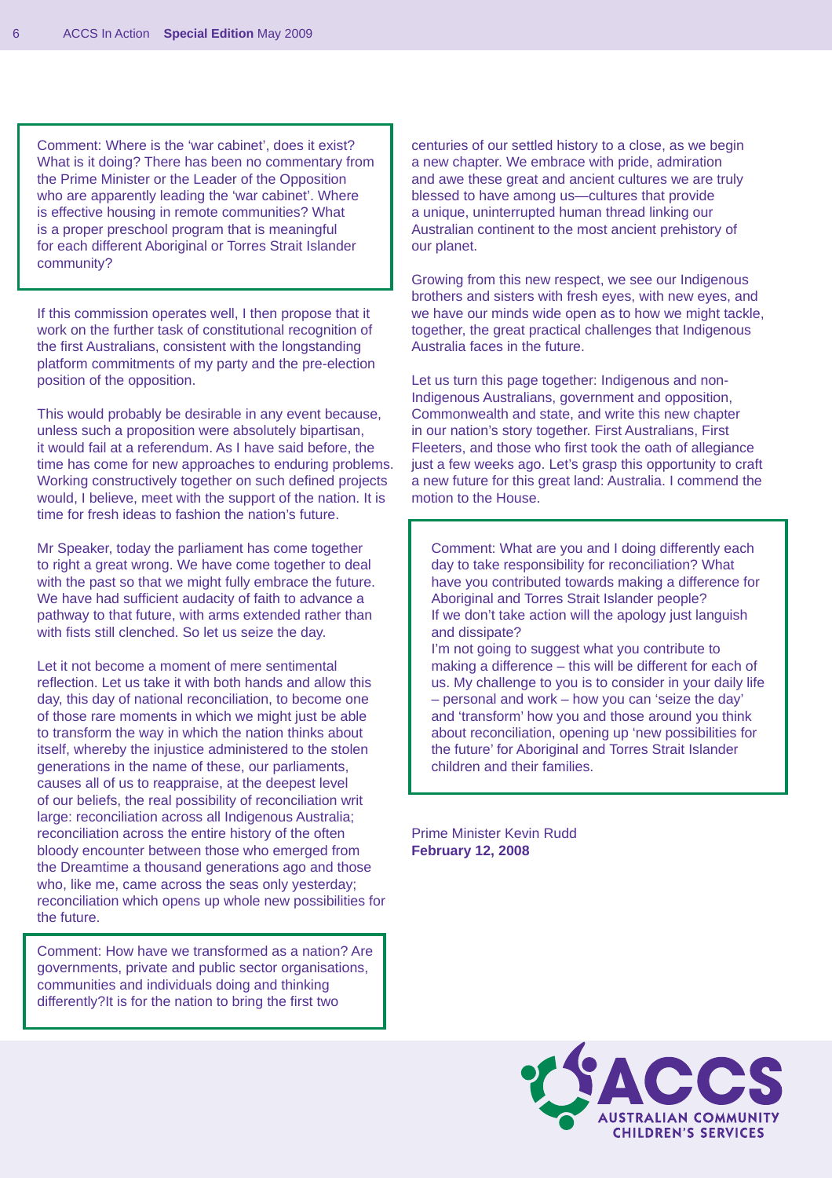Comment: Where is the 'war cabinet', does it exist? What is it doing? There has been no commentary from the Prime Minister or the Leader of the Opposition who are apparently leading the 'war cabinet'. Where is effective housing in remote communities? What is a proper preschool program that is meaningful for each different Aboriginal or Torres Strait Islander community?

If this commission operates well, I then propose that it work on the further task of constitutional recognition of the first Australians, consistent with the longstanding platform commitments of my party and the pre-election position of the opposition.

This would probably be desirable in any event because, unless such a proposition were absolutely bipartisan, it would fail at a referendum. As I have said before, the time has come for new approaches to enduring problems. Working constructively together on such defined projects would, I believe, meet with the support of the nation. It is time for fresh ideas to fashion the nation's future.

Mr Speaker, today the parliament has come together to right a great wrong. We have come together to deal with the past so that we might fully embrace the future. We have had sufficient audacity of faith to advance a pathway to that future, with arms extended rather than with fists still clenched. So let us seize the day.

Let it not become a moment of mere sentimental reflection. Let us take it with both hands and allow this day, this day of national reconciliation, to become one of those rare moments in which we might just be able to transform the way in which the nation thinks about itself, whereby the injustice administered to the stolen generations in the name of these, our parliaments, causes all of us to reappraise, at the deepest level of our beliefs, the real possibility of reconciliation writ large: reconciliation across all Indigenous Australia; reconciliation across the entire history of the often bloody encounter between those who emerged from the Dreamtime a thousand generations ago and those who, like me, came across the seas only yesterday; reconciliation which opens up whole new possibilities for the future.

Comment: How have we transformed as a nation? Are governments, private and public sector organisations, communities and individuals doing and thinking differently?It is for the nation to bring the first two centuries of our settled history to a close, as we begin a new chapter. We embrace with pride, admiration and awe these great and ancient cultures we are truly blessed to have among us—cultures that provide a unique, uninterrupted human thread linking our Australian continent to the most ancient prehistory of our planet.

Growing from this new respect, we see our Indigenous brothers and sisters with fresh eyes, with new eyes, and we have our minds wide open as to how we might tackle, together, the great practical challenges that Indigenous Australia faces in the future.

Let us turn this page together: Indigenous and non-Indigenous Australians, government and opposition, Commonwealth and state, and write this new chapter in our nation's story together. First Australians, First Fleeters, and those who first took the oath of allegiance just a few weeks ago. Let's grasp this opportunity to craft a new future for this great land: Australia. I commend the motion to the House.

Comment: What are you and I doing differently each day to take responsibility for reconciliation? What have you contributed towards making a difference for Aboriginal and Torres Strait Islander people?
If we don't take action will the apology just languish and dissipate?
I'm not going to suggest what you contribute to making a difference – this will be different for each of us. My challenge to you is to consider in your daily life – personal and work – how you can 'seize the day' and 'transform' how you and those around you think about reconciliation, opening up 'new possibilities for the future' for Aboriginal and Torres Strait Islander children and their families.

Prime Minister Kevin Rudd
**February 12, 2008**

ACCS
AUSTRALIAN COMMUNITY CHILDREN'S SERVICES